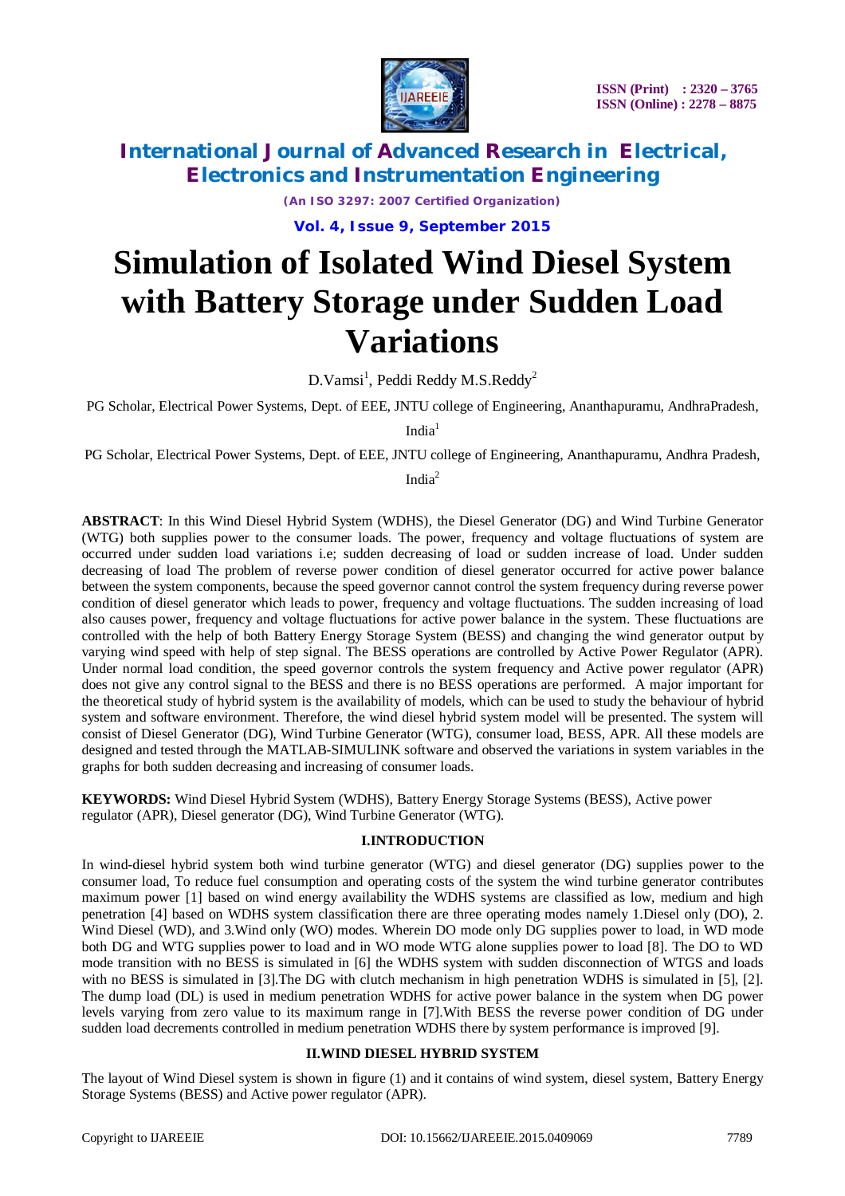# Simulation of Isolated Wind Diesel System with Battery Storage under Sudden Load Variations

D.Vamsi[1], Peddi Reddy M.S.Reddy[2]

PG Scholar, Electrical Power Systems, Dept. of EEE, JNTU college of Engineering, Ananthapuramu, AndhraPradesh, India[1]

PG Scholar, Electrical Power Systems, Dept. of EEE, JNTU college of Engineering, Ananthapuramu, Andhra Pradesh, India[2]

**ABSTRACT**: In this Wind Diesel Hybrid System (WDHS), the Diesel Generator (DG) and Wind Turbine Generator (WTG) both supplies power to the consumer loads. The power, frequency and voltage fluctuations of system are occurred under sudden load variations i.e; sudden decreasing of load or sudden increase of load. Under sudden decreasing of load The problem of reverse power condition of diesel generator occurred for active power balance between the system components, because the speed governor cannot control the system frequency during reverse power condition of diesel generator which leads to power, frequency and voltage fluctuations. The sudden increasing of load also causes power, frequency and voltage fluctuations for active power balance in the system. These fluctuations are controlled with the help of both Battery Energy Storage System (BESS) and changing the wind generator output by varying wind speed with help of step signal. The BESS operations are controlled by Active Power Regulator (APR). Under normal load condition, the speed governor controls the system frequency and Active power regulator (APR) does not give any control signal to the BESS and there is no BESS operations are performed. A major important for the theoretical study of hybrid system is the availability of models, which can be used to study the behaviour of hybrid system and software environment. Therefore, the wind diesel hybrid system model will be presented. The system will consist of Diesel Generator (DG), Wind Turbine Generator (WTG), consumer load, BESS, APR. All these models are designed and tested through the MATLAB-SIMULINK software and observed the variations in system variables in the graphs for both sudden decreasing and increasing of consumer loads.

**KEYWORDS:** Wind Diesel Hybrid System (WDHS), Battery Energy Storage Systems (BESS), Active power regulator (APR), Diesel generator (DG), Wind Turbine Generator (WTG).

## I.INTRODUCTION

In wind-diesel hybrid system both wind turbine generator (WTG) and diesel generator (DG) supplies power to the consumer load, To reduce fuel consumption and operating costs of the system the wind turbine generator contributes maximum power [1] based on wind energy availability the WDHS systems are classified as low, medium and high penetration [4] based on WDHS system classification there are three operating modes namely 1.Diesel only (DO), 2. Wind Diesel (WD), and 3.Wind only (WO) modes. Wherein DO mode only DG supplies power to load, in WD mode both DG and WTG supplies power to load and in WO mode WTG alone supplies power to load [8]. The DO to WD mode transition with no BESS is simulated in [6] the WDHS system with sudden disconnection of WTGS and loads with no BESS is simulated in [3].The DG with clutch mechanism in high penetration WDHS is simulated in [5], [2]. The dump load (DL) is used in medium penetration WDHS for active power balance in the system when DG power levels varying from zero value to its maximum range in [7].With BESS the reverse power condition of DG under sudden load decrements controlled in medium penetration WDHS there by system performance is improved [9].

## II.WIND DIESEL HYBRID SYSTEM

The layout of Wind Diesel system is shown in figure (1) and it contains of wind system, diesel system, Battery Energy Storage Systems (BESS) and Active power regulator (APR).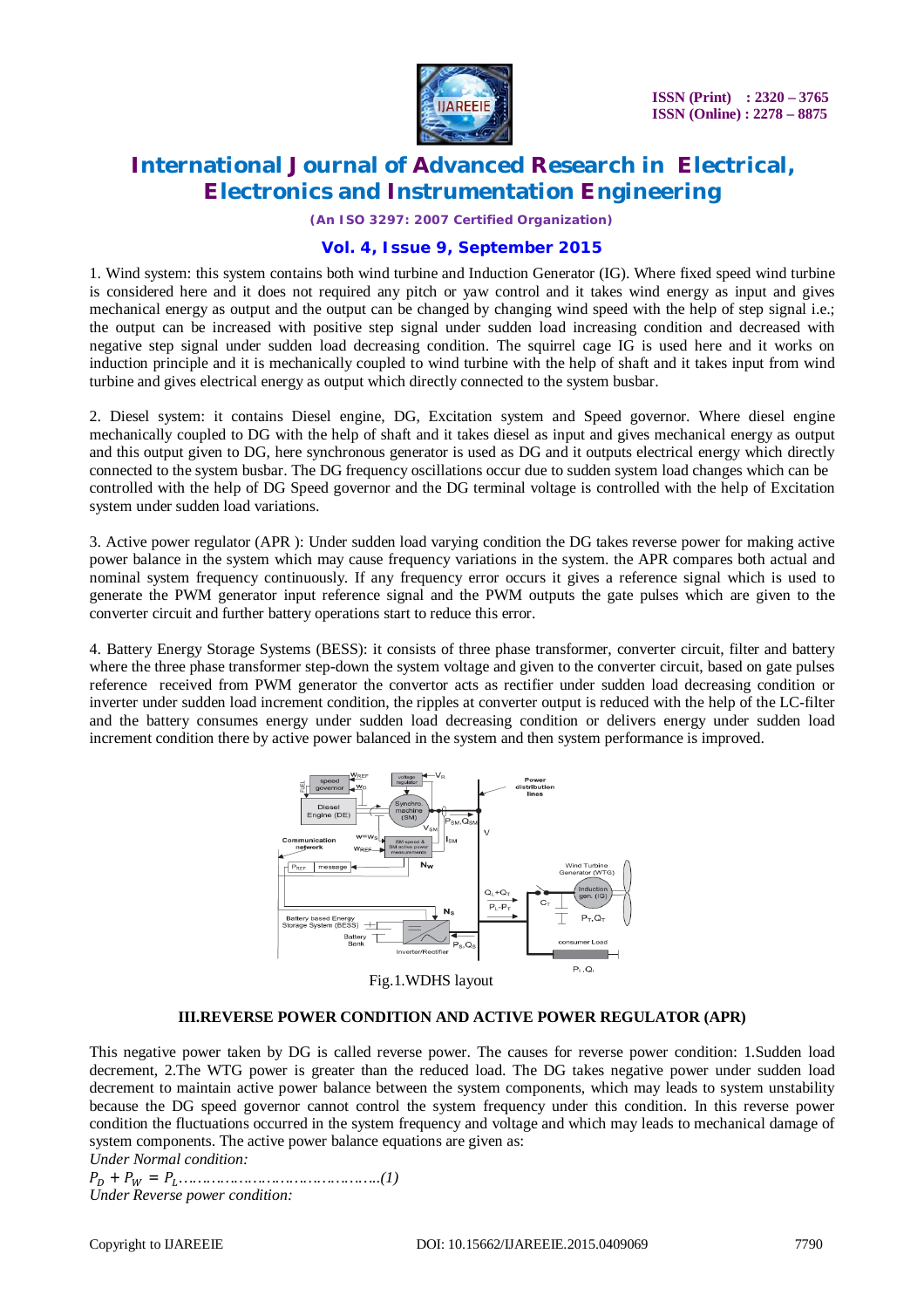1. Wind system: this system contains both wind turbine and Induction Generator (IG). Where fixed speed wind turbine is considered here and it does not required any pitch or yaw control and it takes wind energy as input and gives mechanical energy as output and the output can be changed by changing wind speed with the help of step signal i.e.; the output can be increased with positive step signal under sudden load increasing condition and decreased with negative step signal under sudden load decreasing condition. The squirrel cage IG is used here and it works on induction principle and it is mechanically coupled to wind turbine with the help of shaft and it takes input from wind turbine and gives electrical energy as output which directly connected to the system busbar.

2. Diesel system: it contains Diesel engine, DG, Excitation system and Speed governor. Where diesel engine mechanically coupled to DG with the help of shaft and it takes diesel as input and gives mechanical energy as output and this output given to DG, here synchronous generator is used as DG and it outputs electrical energy which directly connected to the system busbar. The DG frequency oscillations occur due to sudden system load changes which can be controlled with the help of DG Speed governor and the DG terminal voltage is controlled with the help of Excitation system under sudden load variations.

3. Active power regulator (APR ): Under sudden load varying condition the DG takes reverse power for making active power balance in the system which may cause frequency variations in the system. the APR compares both actual and nominal system frequency continuously. If any frequency error occurs it gives a reference signal which is used to generate the PWM generator input reference signal and the PWM outputs the gate pulses which are given to the converter circuit and further battery operations start to reduce this error.

4. Battery Energy Storage Systems (BESS): it consists of three phase transformer, converter circuit, filter and battery where the three phase transformer step-down the system voltage and given to the converter circuit, based on gate pulses reference received from PWM generator the convertor acts as rectifier under sudden load decreasing condition or inverter under sudden load increment condition, the ripples at converter output is reduced with the help of the LC-filter and the battery consumes energy under sudden load decreasing condition or delivers energy under sudden load increment condition there by active power balanced in the system and then system performance is improved.

Fig.1.WDHS layout

### III.REVERSE POWER CONDITION AND ACTIVE POWER REGULATOR (APR)

This negative power taken by DG is called reverse power. The causes for reverse power condition: 1.Sudden load decrement, 2.The WTG power is greater than the reduced load. The DG takes negative power under sudden load decrement to maintain active power balance between the system components, which may leads to system unstability because the DG speed governor cannot control the system frequency under this condition. In this reverse power condition the fluctuations occurred in the system frequency and voltage and which may leads to mechanical damage of system components. The active power balance equations are given as:

*Under Normal condition:*

$P_D + P_W = P_L$……………………………………..(1)

*Under Reverse power condition:*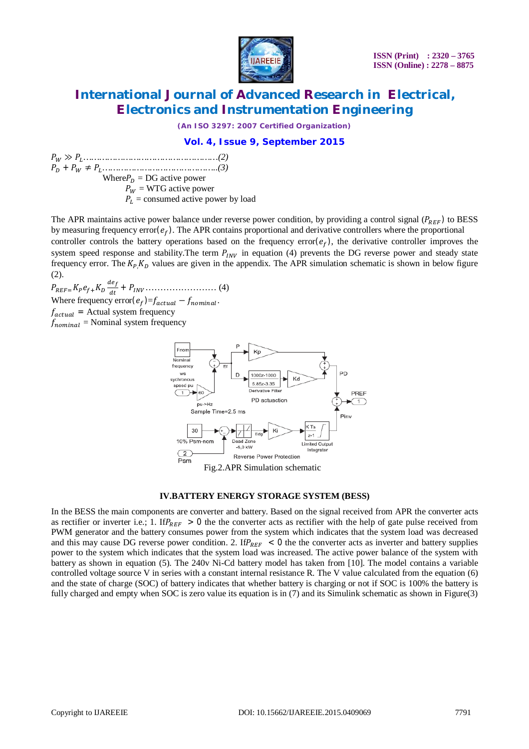$$P_W \gg P_L \ldots\ldots\ldots\ldots\ldots\ldots\ldots\ldots\ldots\ldots\ldots\ldots\ldots(2)$$

$$P_D + P_W \neq P_L \ldots\ldots\ldots\ldots\ldots\ldots\ldots\ldots\ldots\ldots\ldots\ldots(3)$$

Where $P_D$ = DG active power
$P_W$ = WTG active power
$P_L$ = consumed active power by load

The APR maintains active power balance under reverse power condition, by providing a control signal ($P_{REF}$) to BESS by measuring frequency error($e_f$). The APR contains proportional and derivative controllers where the proportional controller controls the battery operations based on the frequency error($e_f$), the derivative controller improves the system speed response and stability.The term $P_{INV}$ in equation (4) prevents the DG reverse power and steady state frequency error. The $K_P$, $K_D$ values are given in the appendix. The APR simulation schematic is shown in below figure (2).

$$P_{REF} = K_P e_f + K_D \frac{de_f}{dt} + P_{INV} \ldots\ldots\ldots\ldots\ldots\ldots\ldots\ldots (4)$$

Where frequency error($e_f$)=$f_{actual} - f_{nominal}$.
$f_{actual}$ = Actual system frequency
$f_{nominal}$ = Nominal system frequency

Fig.2.APR Simulation schematic

## IV.BATTERY ENERGY STORAGE SYSTEM (BESS)

In the BESS the main components are converter and battery. Based on the signal received from APR the converter acts as rectifier or inverter i.e.; 1. If $P_{REF} > 0$ the the converter acts as rectifier with the help of gate pulse received from PWM generator and the battery consumes power from the system which indicates that the system load was decreased and this may cause DG reverse power condition. 2. If $P_{REF} < 0$ the the converter acts as inverter and battery supplies power to the system which indicates that the system load was increased. The active power balance of the system with battery as shown in equation (5). The 240v Ni-Cd battery model has taken from [10]. The model contains a variable controlled voltage source V in series with a constant internal resistance R. The V value calculated from the equation (6) and the state of charge (SOC) of battery indicates that whether battery is charging or not if SOC is 100% the battery is fully charged and empty when SOC is zero value its equation is in (7) and its Simulink schematic as shown in Figure(3)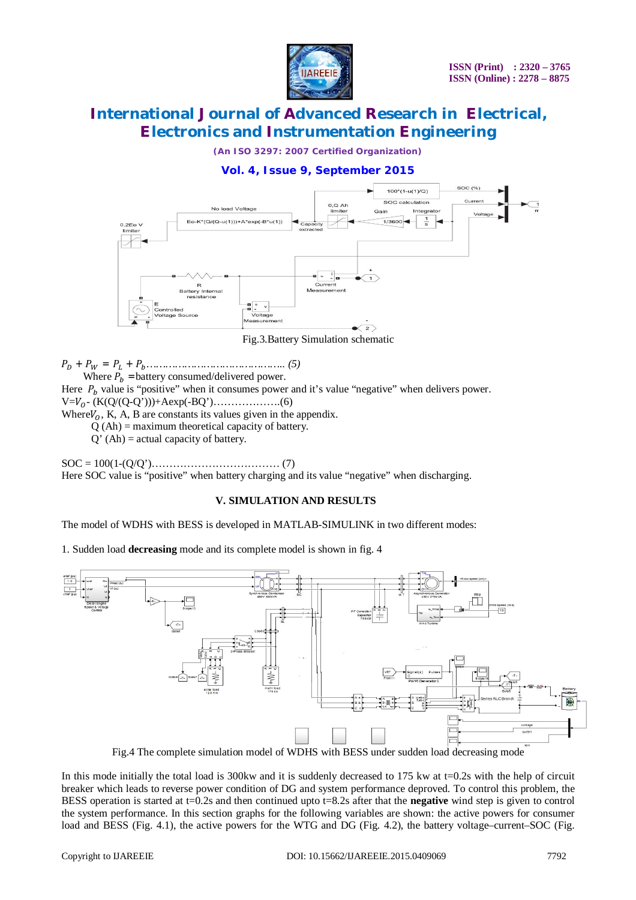Fig.3.Battery Simulation schematic

$P_D + P_W = P_L + P_b$…………………………………….. (5)

Where $P_b$ =battery consumed/delivered power.

Here $P_b$ value is "positive" when it consumes power and it's value "negative" when delivers power.

$V=V_O$- (K(Q/(Q-Q')))+Aexp(-BQ')……………….(6)

Where$V_O$, K, A, B are constants its values given in the appendix.

Q (Ah) = maximum theoretical capacity of battery.

Q' (Ah) = actual capacity of battery.

SOC = 100(1-(Q/Q')……………………………… (7)

Here SOC value is "positive" when battery charging and its value "negative" when discharging.

## V. SIMULATION AND RESULTS

The model of WDHS with BESS is developed in MATLAB-SIMULINK in two different modes:

1. Sudden load **decreasing** mode and its complete model is shown in fig. 4

Fig.4 The complete simulation model of WDHS with BESS under sudden load decreasing mode

In this mode initially the total load is 300kw and it is suddenly decreased to 175 kw at t=0.2s with the help of circuit breaker which leads to reverse power condition of DG and system performance deproved. To control this problem, the BESS operation is started at t=0.2s and then continued upto t=8.2s after that the **negative** wind step is given to control the system performance. In this section graphs for the following variables are shown: the active powers for consumer load and BESS (Fig. 4.1), the active powers for the WTG and DG (Fig. 4.2), the battery voltage–current–SOC (Fig.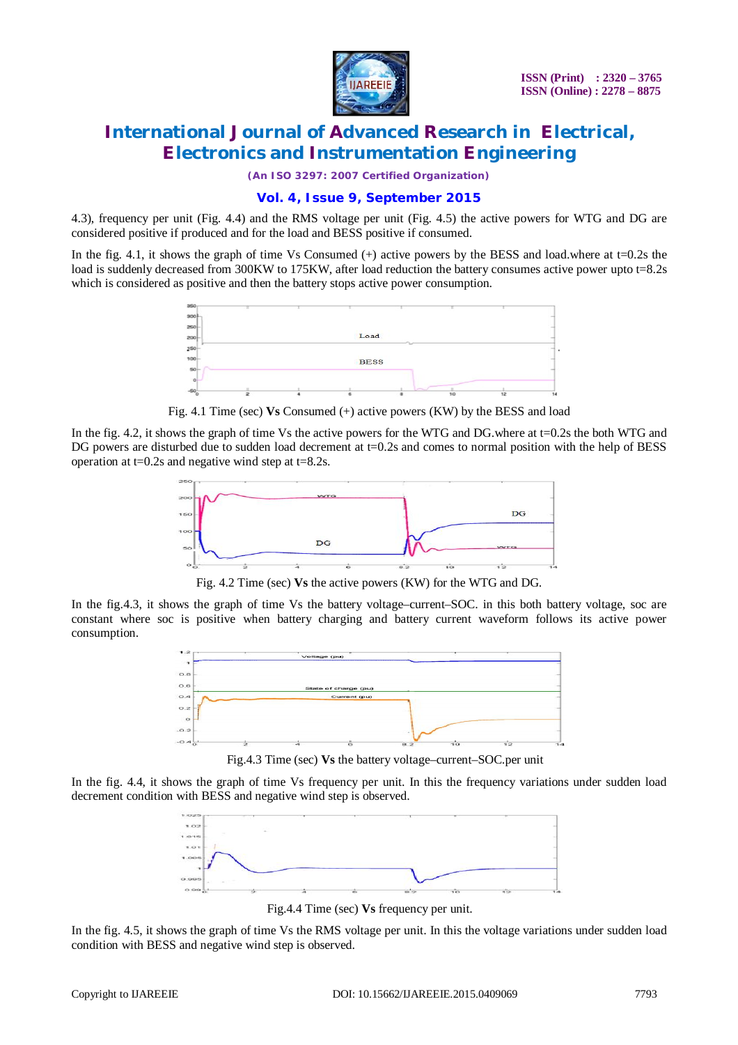4.3), frequency per unit (Fig. 4.4) and the RMS voltage per unit (Fig. 4.5) the active powers for WTG and DG are considered positive if produced and for the load and BESS positive if consumed.

In the fig. 4.1, it shows the graph of time Vs Consumed (+) active powers by the BESS and load.where at t=0.2s the load is suddenly decreased from 300KW to 175KW, after load reduction the battery consumes active power upto t=8.2s which is considered as positive and then the battery stops active power consumption.

Fig. 4.1 Time (sec) **Vs** Consumed (+) active powers (KW) by the BESS and load

In the fig. 4.2, it shows the graph of time Vs the active powers for the WTG and DG.where at t=0.2s the both WTG and DG powers are disturbed due to sudden load decrement at t=0.2s and comes to normal position with the help of BESS operation at t=0.2s and negative wind step at t=8.2s.

Fig. 4.2 Time (sec) **Vs** the active powers (KW) for the WTG and DG.

In the fig.4.3, it shows the graph of time Vs the battery voltage–current–SOC. in this both battery voltage, soc are constant where soc is positive when battery charging and battery current waveform follows its active power consumption.

Fig.4.3 Time (sec) **Vs** the battery voltage–current–SOC.per unit

In the fig. 4.4, it shows the graph of time Vs frequency per unit. In this the frequency variations under sudden load decrement condition with BESS and negative wind step is observed.

Fig.4.4 Time (sec) **Vs** frequency per unit.

In the fig. 4.5, it shows the graph of time Vs the RMS voltage per unit. In this the voltage variations under sudden load condition with BESS and negative wind step is observed.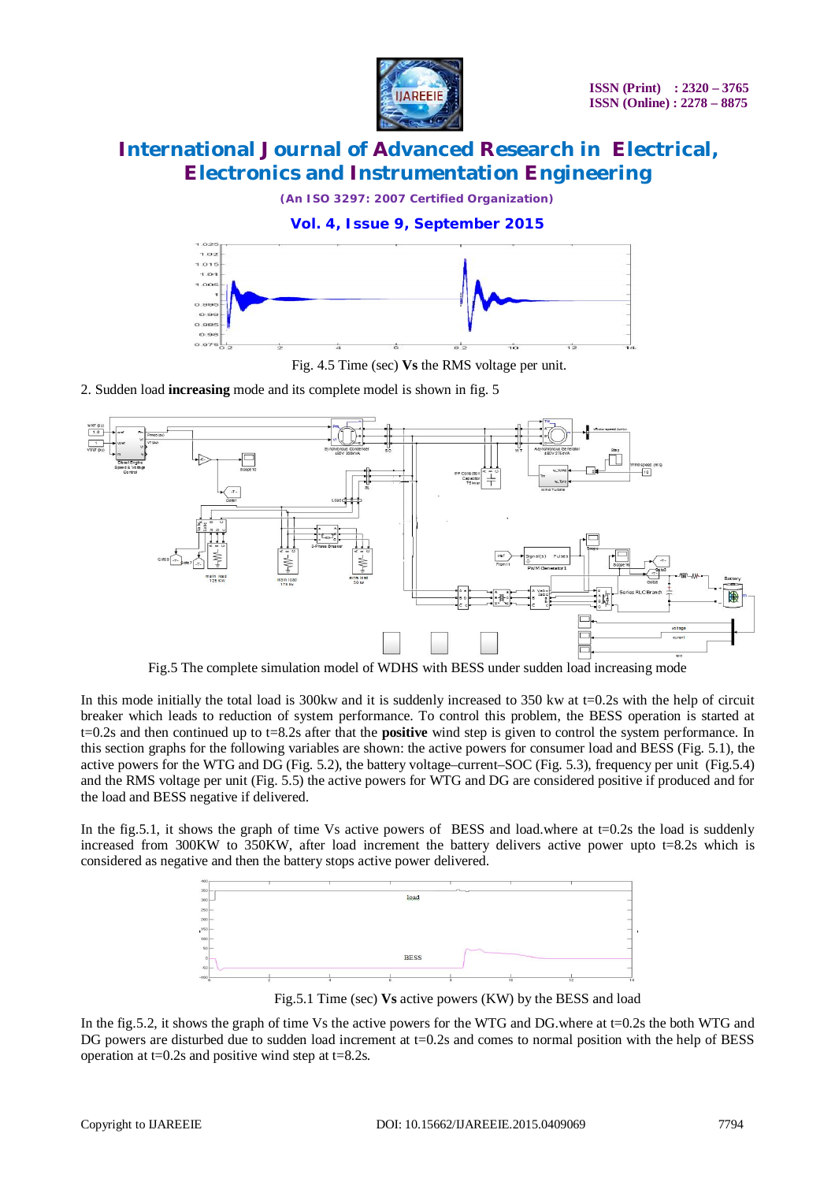Fig. 4.5 Time (sec) **Vs** the RMS voltage per unit.

2. Sudden load **increasing** mode and its complete model is shown in fig. 5

Fig.5 The complete simulation model of WDHS with BESS under sudden load increasing mode

In this mode initially the total load is 300kw and it is suddenly increased to 350 kw at t=0.2s with the help of circuit breaker which leads to reduction of system performance. To control this problem, the BESS operation is started at t=0.2s and then continued up to t=8.2s after that the **positive** wind step is given to control the system performance. In this section graphs for the following variables are shown: the active powers for consumer load and BESS (Fig. 5.1), the active powers for the WTG and DG (Fig. 5.2), the battery voltage–current–SOC (Fig. 5.3), frequency per unit (Fig.5.4) and the RMS voltage per unit (Fig. 5.5) the active powers for WTG and DG are considered positive if produced and for the load and BESS negative if delivered.

In the fig.5.1, it shows the graph of time Vs active powers of BESS and load.where at t=0.2s the load is suddenly increased from 300KW to 350KW, after load increment the battery delivers active power upto t=8.2s which is considered as negative and then the battery stops active power delivered.

Fig.5.1 Time (sec) **Vs** active powers (KW) by the BESS and load

In the fig.5.2, it shows the graph of time Vs the active powers for the WTG and DG.where at t=0.2s the both WTG and DG powers are disturbed due to sudden load increment at t=0.2s and comes to normal position with the help of BESS operation at t=0.2s and positive wind step at t=8.2s.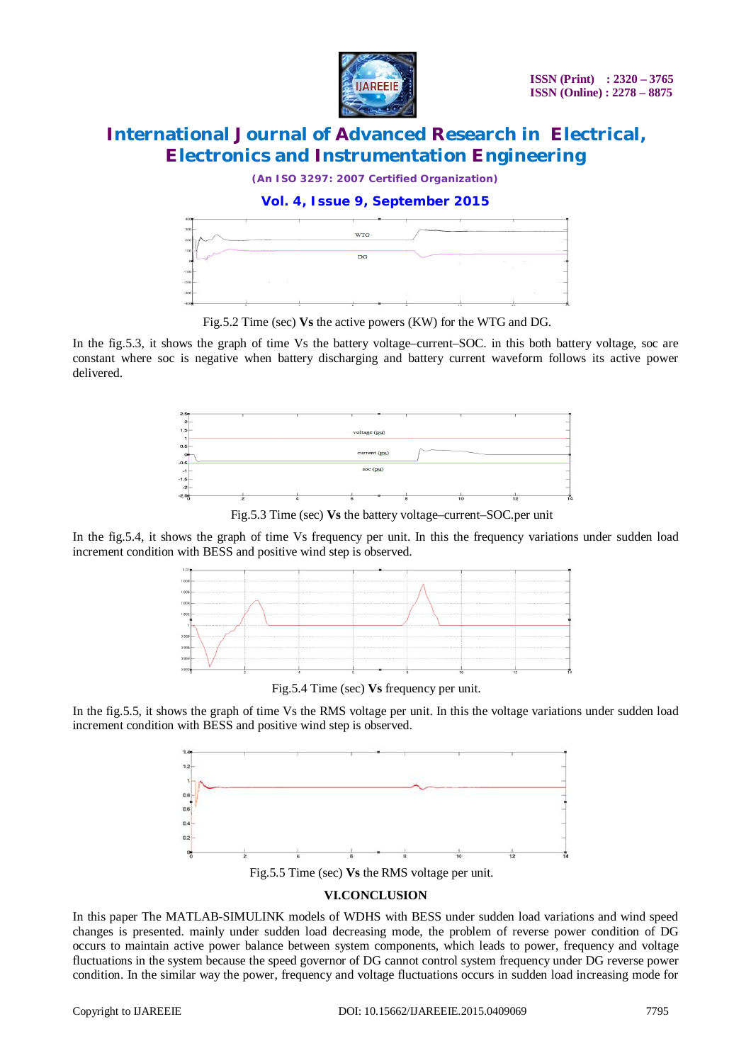Fig.5.2 Time (sec) **Vs** the active powers (KW) for the WTG and DG.

In the fig.5.3, it shows the graph of time Vs the battery voltage–current–SOC. in this both battery voltage, soc are constant where soc is negative when battery discharging and battery current waveform follows its active power delivered.

Fig.5.3 Time (sec) **Vs** the battery voltage–current–SOC.per unit

In the fig.5.4, it shows the graph of time Vs frequency per unit. In this the frequency variations under sudden load increment condition with BESS and positive wind step is observed.

Fig.5.4 Time (sec) **Vs** frequency per unit.

In the fig.5.5, it shows the graph of time Vs the RMS voltage per unit. In this the voltage variations under sudden load increment condition with BESS and positive wind step is observed.

Fig.5.5 Time (sec) **Vs** the RMS voltage per unit.

## VI.CONCLUSION

In this paper The MATLAB-SIMULINK models of WDHS with BESS under sudden load variations and wind speed changes is presented. mainly under sudden load decreasing mode, the problem of reverse power condition of DG occurs to maintain active power balance between system components, which leads to power, frequency and voltage fluctuations in the system because the speed governor of DG cannot control system frequency under DG reverse power condition. In the similar way the power, frequency and voltage fluctuations occurs in sudden load increasing mode for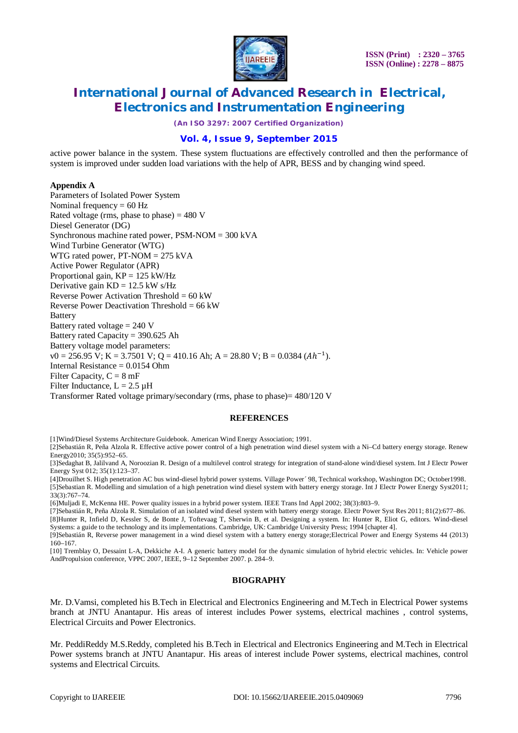active power balance in the system. These system fluctuations are effectively controlled and then the performance of system is improved under sudden load variations with the help of APR, BESS and by changing wind speed.

**Appendix A**

Parameters of Isolated Power System
Nominal frequency = 60 Hz
Rated voltage (rms, phase to phase) = 480 V
Diesel Generator (DG)
Synchronous machine rated power, PSM-NOM = 300 kVA
Wind Turbine Generator (WTG)
WTG rated power, PT-NOM = 275 kVA
Active Power Regulator (APR)
Proportional gain, KP = 125 kW/Hz
Derivative gain KD = 12.5 kW s/Hz
Reverse Power Activation Threshold = 60 kW
Reverse Power Deactivation Threshold = 66 kW
Battery
Battery rated voltage = 240 V
Battery rated Capacity = 390.625 Ah
Battery voltage model parameters:
v0 = 256.95 V; K = 3.7501 V; Q = 410.16 Ah; A = 28.80 V; B = 0.0384 ($Ah^{-1}$).
Internal Resistance = 0.0154 Ohm
Filter Capacity, C = 8 mF
Filter Inductance, L = 2.5 μH
Transformer Rated voltage primary/secondary (rms, phase to phase)= 480/120 V

## REFERENCES

[1]Wind/Diesel Systems Architecture Guidebook. American Wind Energy Association; 1991.

[2]Sebastián R, Peña Alzola R. Effective active power control of a high penetration wind diesel system with a Ni–Cd battery energy storage. Renew Energy2010; 35(5):952–65.

[3]Sedaghat B, Jalilvand A, Noroozian R. Design of a multilevel control strategy for integration of stand-alone wind/diesel system. Int J Electr Power Energy Syst 012; 35(1):123–37.

[4]Drouilhet S. High penetration AC bus wind-diesel hybrid power systems. Village Power´ 98, Technical workshop, Washington DC; October1998.

[5]Sebastian R. Modelling and simulation of a high penetration wind diesel system with battery energy storage. Int J Electr Power Energy Syst2011; 33(3):767–74.

[6]Muljadi E, McKenna HE. Power quality issues in a hybrid power system. IEEE Trans Ind Appl 2002; 38(3):803–9.

[7]Sebastián R, Peña Alzola R. Simulation of an isolated wind diesel system with battery energy storage. Electr Power Syst Res 2011; 81(2):677–86.

[8]Hunter R, Infield D, Kessler S, de Bonte J, Toftevaag T, Sherwin B, et al. Designing a system. In: Hunter R, Eliot G, editors. Wind-diesel Systems: a guide to the technology and its implementations. Cambridge, UK: Cambridge University Press; 1994 [chapter 4].

[9]Sebastián R, Reverse power management in a wind diesel system with a battery energy storage;Electrical Power and Energy Systems 44 (2013) 160–167.

[10] Tremblay O, Dessaint L-A, Dekkiche A-I. A generic battery model for the dynamic simulation of hybrid electric vehicles. In: Vehicle power AndPropulsion conference, VPPC 2007, IEEE, 9–12 September 2007. p. 284–9.

## BIOGRAPHY

Mr. D.Vamsi, completed his B.Tech in Electrical and Electronics Engineering and M.Tech in Electrical Power systems branch at JNTU Anantapur. His areas of interest includes Power systems, electrical machines , control systems, Electrical Circuits and Power Electronics.

Mr. PeddiReddy M.S.Reddy, completed his B.Tech in Electrical and Electronics Engineering and M.Tech in Electrical Power systems branch at JNTU Anantapur. His areas of interest include Power systems, electrical machines, control systems and Electrical Circuits.